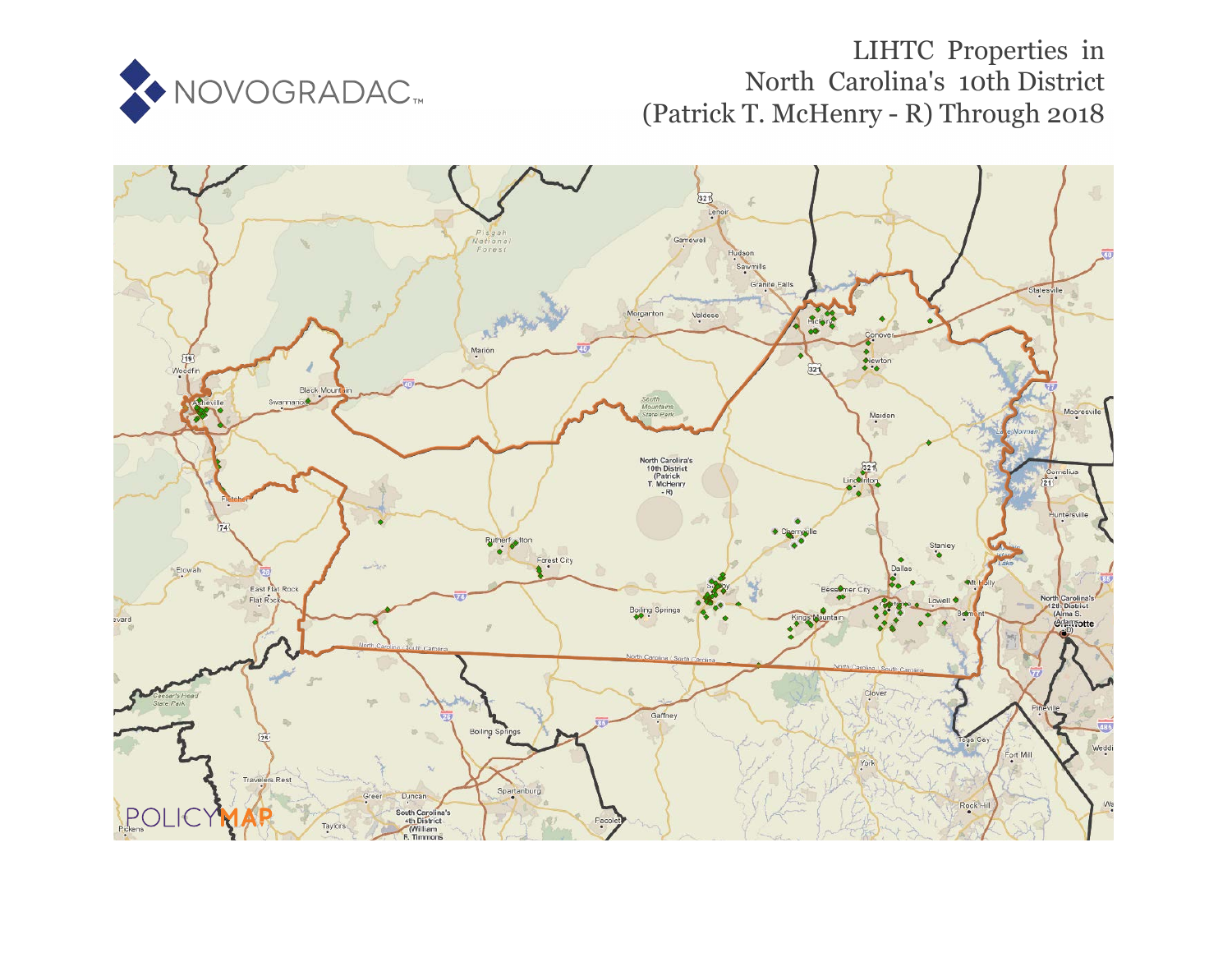# LIHTC Properties in North Carolina's 10th District (Patrick T. McHenry - R) Through 2018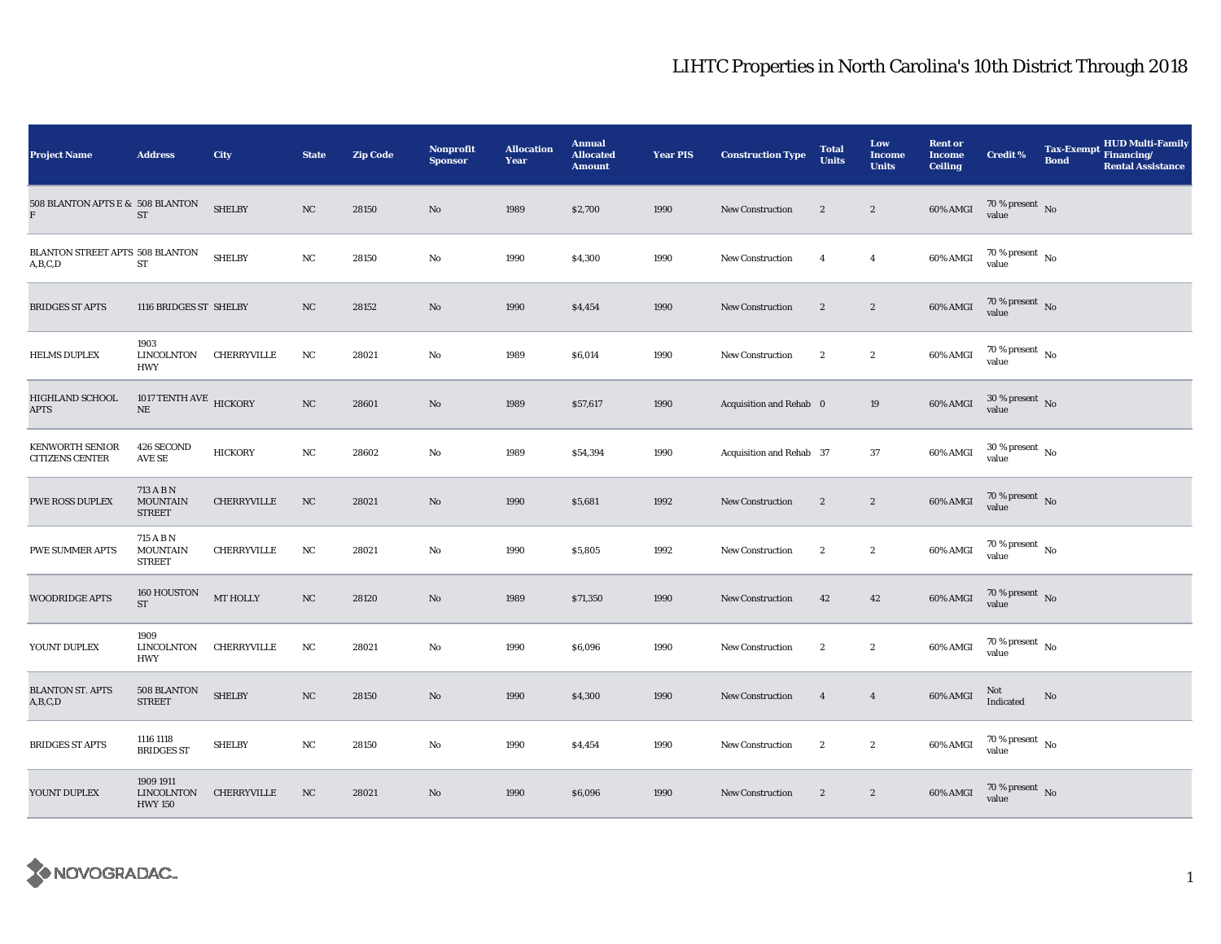# LIHTC Properties in North Carolina's 10th District Through 2018

| Project Name | Address | City | State | Zip Code | Nonprofit Sponsor | Allocation Year | Annual Allocated Amount | Year PIS | Construction Type | Total Units | Low Income Units | Rent or Income Ceiling | Credit % | Tax-Exempt Bond | HUD Multi-Family Financing/ Rental Assistance |
|---|---|---|---|---|---|---|---|---|---|---|---|---|---|---|---|
| 508 BLANTON APTS E & F | 508 BLANTON ST | SHELBY | NC | 28150 | No | 1989 | $2,700 | 1990 | New Construction | 2 | 2 | 60% AMGI | 70 % present value | No | |
| BLANTON STREET APTS A,B,C,D | 508 BLANTON ST | SHELBY | NC | 28150 | No | 1990 | $4,300 | 1990 | New Construction | 4 | 4 | 60% AMGI | 70 % present value | No | |
| BRIDGES ST APTS | 1116 BRIDGES ST | SHELBY | NC | 28152 | No | 1990 | $4,454 | 1990 | New Construction | 2 | 2 | 60% AMGI | 70 % present value | No | |
| HELMS DUPLEX | 1903 LINCOLNTON HWY | CHERRYVILLE | NC | 28021 | No | 1989 | $6,014 | 1990 | New Construction | 2 | 2 | 60% AMGI | 70 % present value | No | |
| HIGHLAND SCHOOL APTS | 1017 TENTH AVE NE | HICKORY | NC | 28601 | No | 1989 | $57,617 | 1990 | Acquisition and Rehab | 0 | 19 | 60% AMGI | 30 % present value | No | |
| KENWORTH SENIOR CITIZENS CENTER | 426 SECOND AVE SE | HICKORY | NC | 28602 | No | 1989 | $54,394 | 1990 | Acquisition and Rehab | 37 | 37 | 60% AMGI | 30 % present value | No | |
| PWE ROSS DUPLEX | 713 A B N MOUNTAIN STREET | CHERRYVILLE | NC | 28021 | No | 1990 | $5,681 | 1992 | New Construction | 2 | 2 | 60% AMGI | 70 % present value | No | |
| PWE SUMMER APTS | 715 A B N MOUNTAIN STREET | CHERRYVILLE | NC | 28021 | No | 1990 | $5,805 | 1992 | New Construction | 2 | 2 | 60% AMGI | 70 % present value | No | |
| WOODRIDGE APTS | 160 HOUSTON ST | MT HOLLY | NC | 28120 | No | 1989 | $71,350 | 1990 | New Construction | 42 | 42 | 60% AMGI | 70 % present value | No | |
| YOUNT DUPLEX | 1909 LINCOLNTON HWY | CHERRYVILLE | NC | 28021 | No | 1990 | $6,096 | 1990 | New Construction | 2 | 2 | 60% AMGI | 70 % present value | No | |
| BLANTON ST. APTS A,B,C,D | 508 BLANTON STREET | SHELBY | NC | 28150 | No | 1990 | $4,300 | 1990 | New Construction | 4 | 4 | 60% AMGI | Not Indicated | No | |
| BRIDGES ST APTS | 1116 1118 BRIDGES ST | SHELBY | NC | 28150 | No | 1990 | $4,454 | 1990 | New Construction | 2 | 2 | 60% AMGI | 70 % present value | No | |
| YOUNT DUPLEX | 1909 1911 LINCOLNTON HWY 150 | CHERRYVILLE | NC | 28021 | No | 1990 | $6,096 | 1990 | New Construction | 2 | 2 | 60% AMGI | 70 % present value | No | |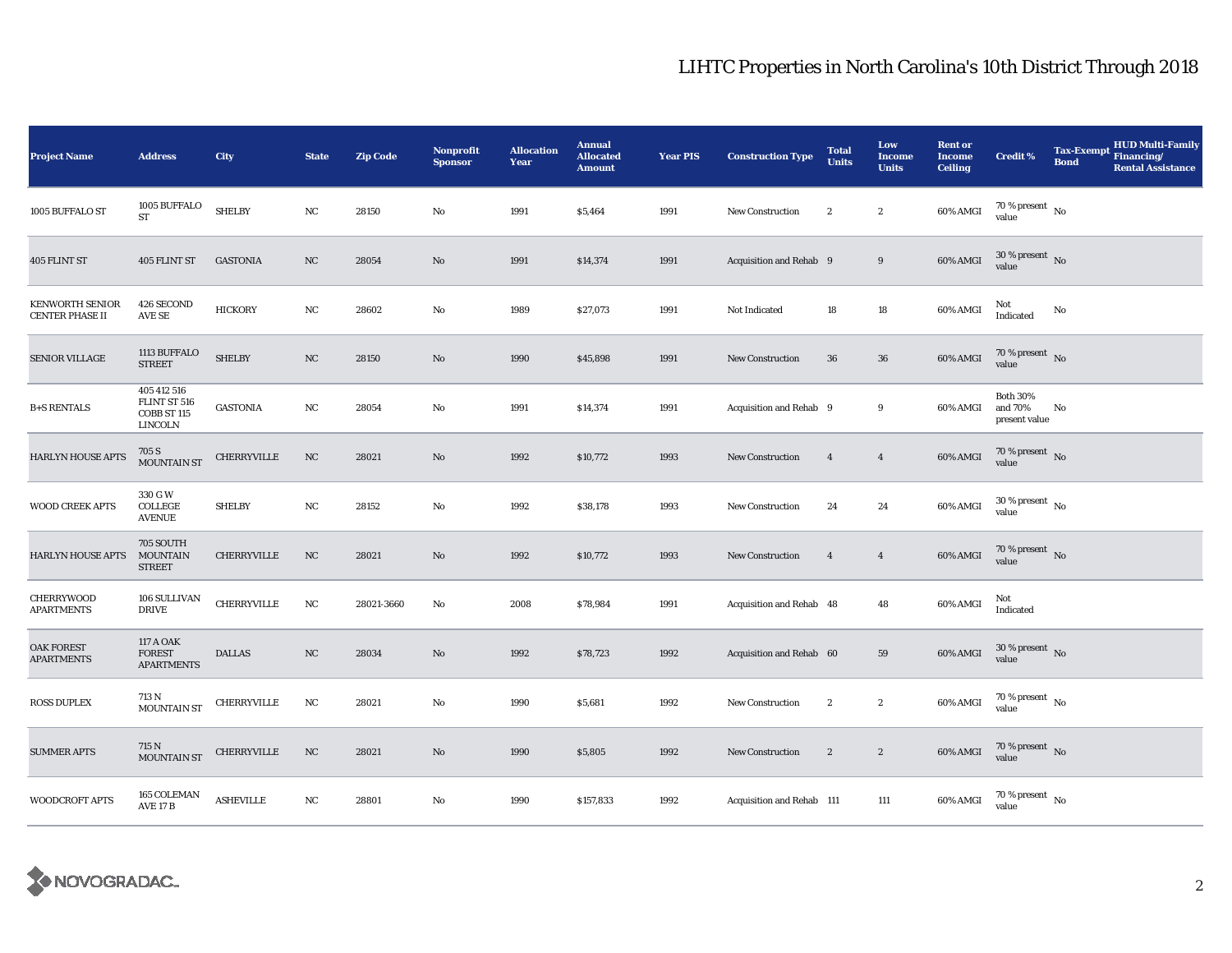# LIHTC Properties in North Carolina's 10th District Through 2018

| Project Name | Address | City | State | Zip Code | Nonprofit Sponsor | Allocation Year | Annual Allocated Amount | Year PIS | Construction Type | Total Units | Low Income Units | Rent or Income Ceiling | Credit % | Tax-Exempt Bond | HUD Multi-Family Financing/ Rental Assistance |
|---|---|---|---|---|---|---|---|---|---|---|---|---|---|---|---|
| 1005 BUFFALO ST | 1005 BUFFALO ST | SHELBY | NC | 28150 | No | 1991 | $5,464 | 1991 | New Construction | 2 | 2 | 60% AMGI | 70 % present value | No | |
| 405 FLINT ST | 405 FLINT ST | GASTONIA | NC | 28054 | No | 1991 | $14,374 | 1991 | Acquisition and Rehab | 9 | 9 | 60% AMGI | 30 % present value | No | |
| KENWORTH SENIOR CENTER PHASE II | 426 SECOND AVE SE | HICKORY | NC | 28602 | No | 1989 | $27,073 | 1991 | Not Indicated | 18 | 18 | 60% AMGI | Not Indicated | No | |
| SENIOR VILLAGE | 1113 BUFFALO STREET | SHELBY | NC | 28150 | No | 1990 | $45,898 | 1991 | New Construction | 36 | 36 | 60% AMGI | 70 % present value | No | |
| B+S RENTALS | 405 412 516 FLINT ST 516 COBB ST 115 LINCOLN | GASTONIA | NC | 28054 | No | 1991 | $14,374 | 1991 | Acquisition and Rehab | 9 | 9 | 60% AMGI | Both 30% and 70% present value | No | |
| HARLYN HOUSE APTS | 705 S MOUNTAIN ST | CHERRYVILLE | NC | 28021 | No | 1992 | $10,772 | 1993 | New Construction | 4 | 4 | 60% AMGI | 70 % present value | No | |
| WOOD CREEK APTS | 330 G W COLLEGE AVENUE | SHELBY | NC | 28152 | No | 1992 | $38,178 | 1993 | New Construction | 24 | 24 | 60% AMGI | 30 % present value | No | |
| HARLYN HOUSE APTS | 705 SOUTH MOUNTAIN STREET | CHERRYVILLE | NC | 28021 | No | 1992 | $10,772 | 1993 | New Construction | 4 | 4 | 60% AMGI | 70 % present value | No | |
| CHERRYWOOD APARTMENTS | 106 SULLIVAN DRIVE | CHERRYVILLE | NC | 28021-3660 | No | 2008 | $78,984 | 1991 | Acquisition and Rehab | 48 | 48 | 60% AMGI | Not Indicated | | |
| OAK FOREST APARTMENTS | 117 A OAK FOREST APARTMENTS | DALLAS | NC | 28034 | No | 1992 | $78,723 | 1992 | Acquisition and Rehab | 60 | 59 | 60% AMGI | 30 % present value | No | |
| ROSS DUPLEX | 713 N MOUNTAIN ST | CHERRYVILLE | NC | 28021 | No | 1990 | $5,681 | 1992 | New Construction | 2 | 2 | 60% AMGI | 70 % present value | No | |
| SUMMER APTS | 715 N MOUNTAIN ST | CHERRYVILLE | NC | 28021 | No | 1990 | $5,805 | 1992 | New Construction | 2 | 2 | 60% AMGI | 70 % present value | No | |
| WOODCROFT APTS | 165 COLEMAN AVE 17 B | ASHEVILLE | NC | 28801 | No | 1990 | $157,833 | 1992 | Acquisition and Rehab | 111 | 111 | 60% AMGI | 70 % present value | No | |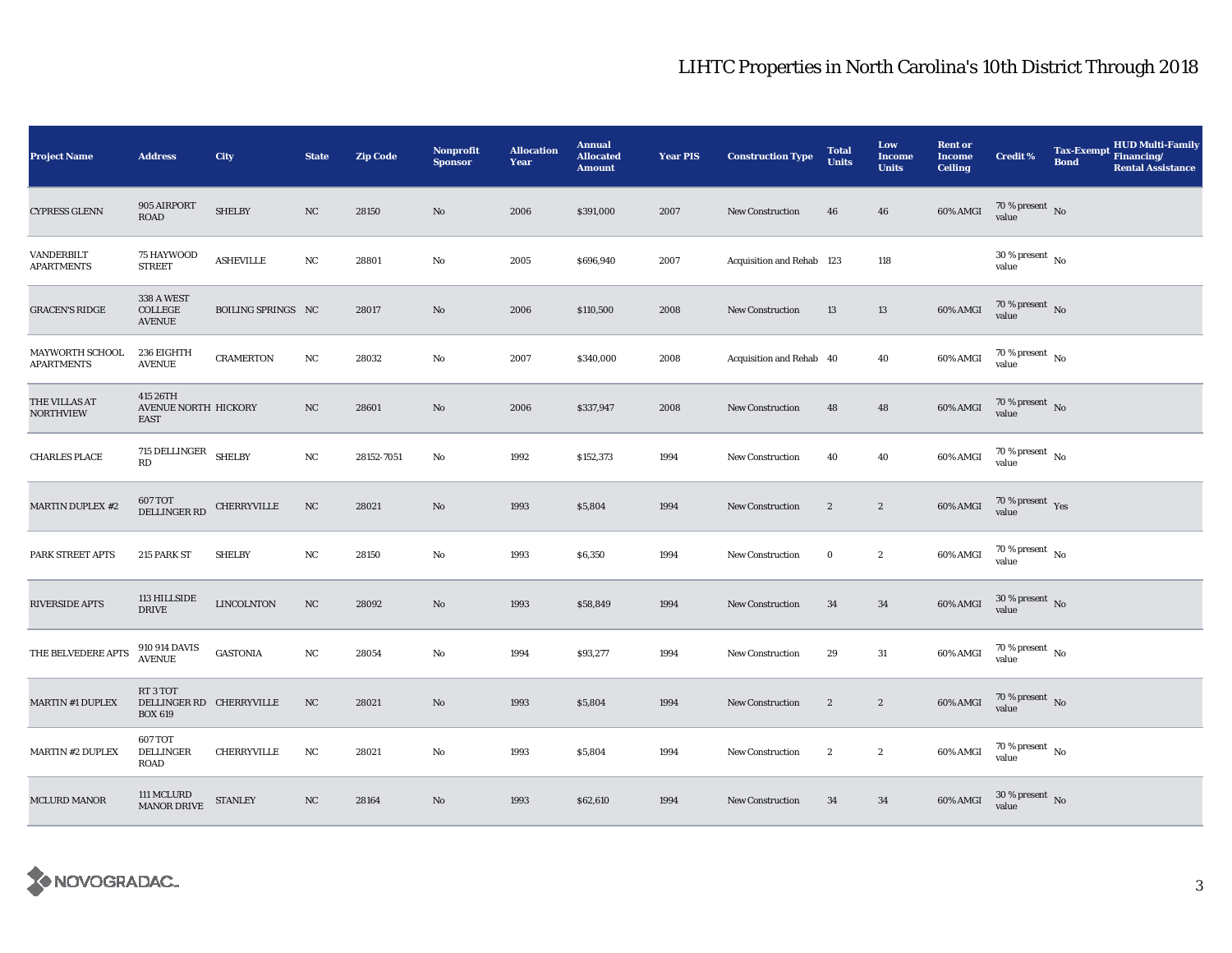# LIHTC Properties in North Carolina's 10th District Through 2018

| Project Name | Address | City | State | Zip Code | Nonprofit Sponsor | Allocation Year | Annual Allocated Amount | Year PIS | Construction Type | Total Units | Low Income Units | Rent or Income Ceiling | Credit % | Tax-Exempt Bond | HUD Multi-Family Financing/ Rental Assistance |
|---|---|---|---|---|---|---|---|---|---|---|---|---|---|---|---|
| CYPRESS GLENN | 905 AIRPORT ROAD | SHELBY | NC | 28150 | No | 2006 | $391,000 | 2007 | New Construction | 46 | 46 | 60% AMGI | 70 % present value | No | |
| VANDERBILT APARTMENTS | 75 HAYWOOD STREET | ASHEVILLE | NC | 28801 | No | 2005 | $696,940 | 2007 | Acquisition and Rehab | 123 | 118 | | 30 % present value | No | |
| GRACEN'S RIDGE | 338 A WEST COLLEGE AVENUE | BOILING SPRINGS | NC | 28017 | No | 2006 | $110,500 | 2008 | New Construction | 13 | 13 | 60% AMGI | 70 % present value | No | |
| MAYWORTH SCHOOL APARTMENTS | 236 EIGHTH AVENUE | CRAMERTON | NC | 28032 | No | 2007 | $340,000 | 2008 | Acquisition and Rehab | 40 | 40 | 60% AMGI | 70 % present value | No | |
| THE VILLAS AT NORTHVIEW | 415 26TH AVENUE NORTH EAST | HICKORY | NC | 28601 | No | 2006 | $337,947 | 2008 | New Construction | 48 | 48 | 60% AMGI | 70 % present value | No | |
| CHARLES PLACE | 715 DELLINGER RD | SHELBY | NC | 28152-7051 | No | 1992 | $152,373 | 1994 | New Construction | 40 | 40 | 60% AMGI | 70 % present value | No | |
| MARTIN DUPLEX #2 | 607 TOT DELLINGER RD | CHERRYVILLE | NC | 28021 | No | 1993 | $5,804 | 1994 | New Construction | 2 | 2 | 60% AMGI | 70 % present value | Yes | |
| PARK STREET APTS | 215 PARK ST | SHELBY | NC | 28150 | No | 1993 | $6,350 | 1994 | New Construction | 0 | 2 | 60% AMGI | 70 % present value | No | |
| RIVERSIDE APTS | 113 HILLSIDE DRIVE | LINCOLNTON | NC | 28092 | No | 1993 | $58,849 | 1994 | New Construction | 34 | 34 | 60% AMGI | 30 % present value | No | |
| THE BELVEDERE APTS | 910 914 DAVIS AVENUE | GASTONIA | NC | 28054 | No | 1994 | $93,277 | 1994 | New Construction | 29 | 31 | 60% AMGI | 70 % present value | No | |
| MARTIN #1 DUPLEX | RT 3 TOT DELLINGER RD BOX 619 | CHERRYVILLE | NC | 28021 | No | 1993 | $5,804 | 1994 | New Construction | 2 | 2 | 60% AMGI | 70 % present value | No | |
| MARTIN #2 DUPLEX | 607 TOT DELLINGER ROAD | CHERRYVILLE | NC | 28021 | No | 1993 | $5,804 | 1994 | New Construction | 2 | 2 | 60% AMGI | 70 % present value | No | |
| MCLURD MANOR | 111 MCLURD MANOR DRIVE | STANLEY | NC | 28164 | No | 1993 | $62,610 | 1994 | New Construction | 34 | 34 | 60% AMGI | 30 % present value | No | |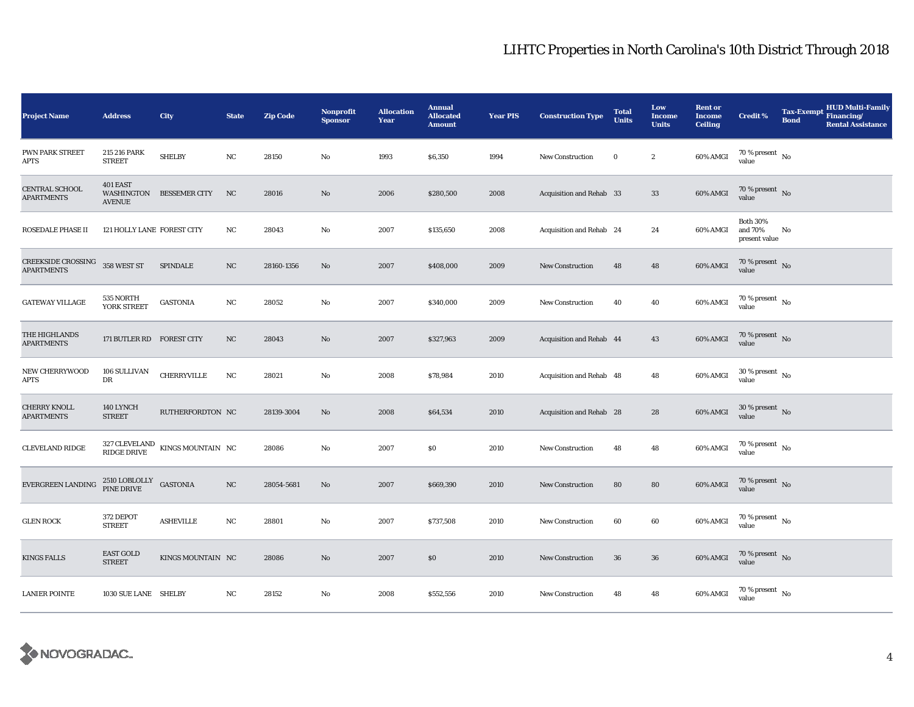# LIHTC Properties in North Carolina's 10th District Through 2018

| Project Name | Address | City | State | Zip Code | Nonprofit Sponsor | Allocation Year | Annual Allocated Amount | Year PIS | Construction Type | Total Units | Low Income Units | Rent or Income Ceiling | Credit % | Tax-Exempt Bond | HUD Multi-Family Financing/ Rental Assistance |
|---|---|---|---|---|---|---|---|---|---|---|---|---|---|---|---|
| PWN PARK STREET APTS | 215 216 PARK STREET | SHELBY | NC | 28150 | No | 1993 | $6,350 | 1994 | New Construction | 0 | 2 | 60% AMGI | 70 % present value | No | |
| CENTRAL SCHOOL APARTMENTS | 401 EAST WASHINGTON AVENUE | BESSEMER CITY | NC | 28016 | No | 2006 | $280,500 | 2008 | Acquisition and Rehab | 33 | 33 | 60% AMGI | 70 % present value | No | |
| ROSEDALE PHASE II | 121 HOLLY LANE | FOREST CITY | NC | 28043 | No | 2007 | $135,650 | 2008 | Acquisition and Rehab | 24 | 24 | 60% AMGI | Both 30% and 70% present value | No | |
| CREEKSIDE CROSSING APARTMENTS | 358 WEST ST | SPINDALE | NC | 28160-1356 | No | 2007 | $408,000 | 2009 | New Construction | 48 | 48 | 60% AMGI | 70 % present value | No | |
| GATEWAY VILLAGE | 535 NORTH YORK STREET | GASTONIA | NC | 28052 | No | 2007 | $340,000 | 2009 | New Construction | 40 | 40 | 60% AMGI | 70 % present value | No | |
| THE HIGHLANDS APARTMENTS | 171 BUTLER RD | FOREST CITY | NC | 28043 | No | 2007 | $327,963 | 2009 | Acquisition and Rehab | 44 | 43 | 60% AMGI | 70 % present value | No | |
| NEW CHERRYWOOD APTS | 106 SULLIVAN DR | CHERRYVILLE | NC | 28021 | No | 2008 | $78,984 | 2010 | Acquisition and Rehab | 48 | 48 | 60% AMGI | 30 % present value | No | |
| CHERRY KNOLL APARTMENTS | 140 LYNCH STREET | RUTHERFORDTON | NC | 28139-3004 | No | 2008 | $64,534 | 2010 | Acquisition and Rehab | 28 | 28 | 60% AMGI | 30 % present value | No | |
| CLEVELAND RIDGE | 327 CLEVELAND RIDGE DRIVE | KINGS MOUNTAIN | NC | 28086 | No | 2007 | $0 | 2010 | New Construction | 48 | 48 | 60% AMGI | 70 % present value | No | |
| EVERGREEN LANDING | 2510 LOBLOLLY PINE DRIVE | GASTONIA | NC | 28054-5681 | No | 2007 | $669,390 | 2010 | New Construction | 80 | 80 | 60% AMGI | 70 % present value | No | |
| GLEN ROCK | 372 DEPOT STREET | ASHEVILLE | NC | 28801 | No | 2007 | $737,508 | 2010 | New Construction | 60 | 60 | 60% AMGI | 70 % present value | No | |
| KINGS FALLS | EAST GOLD STREET | KINGS MOUNTAIN | NC | 28086 | No | 2007 | $0 | 2010 | New Construction | 36 | 36 | 60% AMGI | 70 % present value | No | |
| LANIER POINTE | 1030 SUE LANE | SHELBY | NC | 28152 | No | 2008 | $552,556 | 2010 | New Construction | 48 | 48 | 60% AMGI | 70 % present value | No | |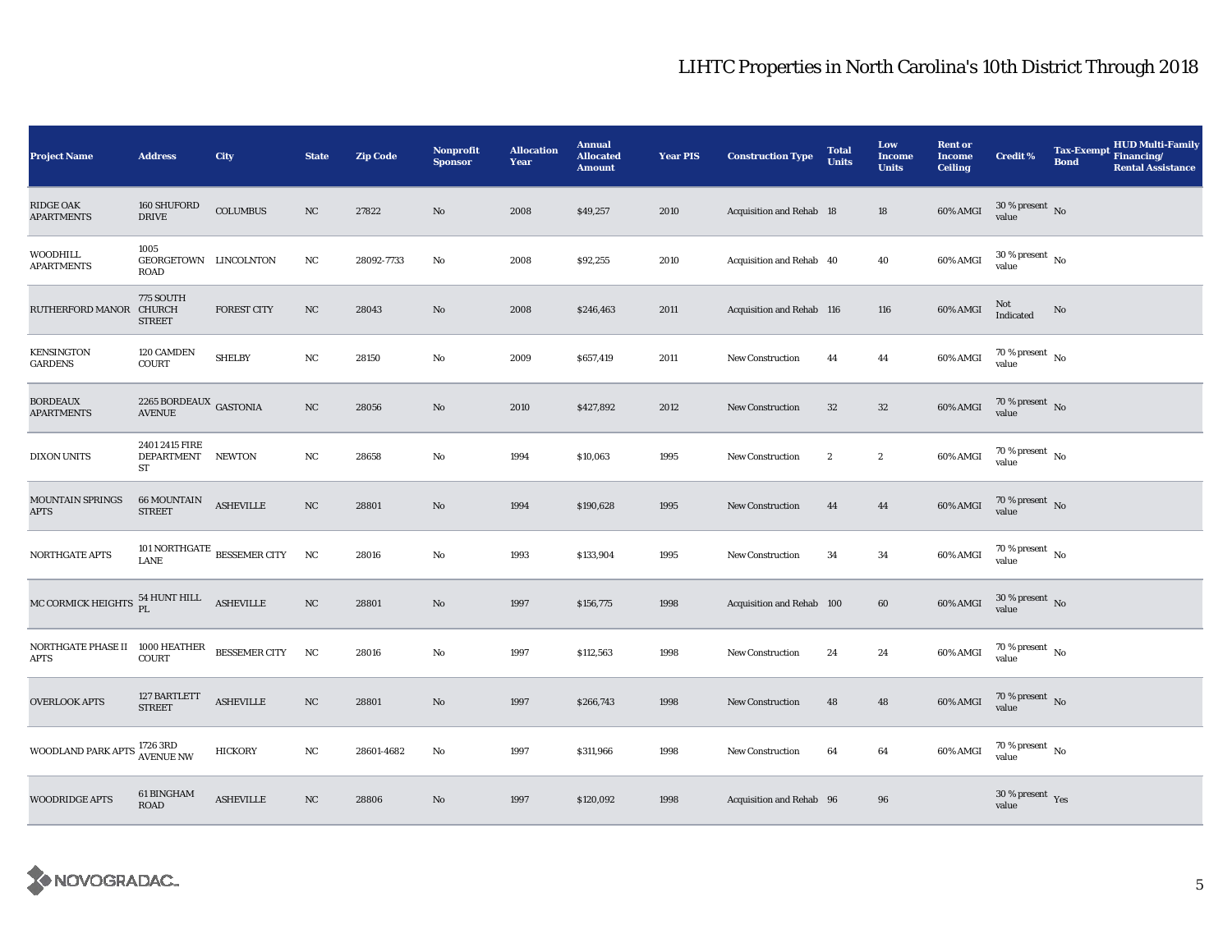# LIHTC Properties in North Carolina's 10th District Through 2018

| Project Name | Address | City | State | Zip Code | Nonprofit Sponsor | Allocation Year | Annual Allocated Amount | Year PIS | Construction Type | Total Units | Low Income Units | Rent or Income Ceiling | Credit % | Tax-Exempt Bond | HUD Multi-Family Financing/ Rental Assistance |
|---|---|---|---|---|---|---|---|---|---|---|---|---|---|---|---|
| RIDGE OAK APARTMENTS | 160 SHUFORD DRIVE | COLUMBUS | NC | 27822 | No | 2008 | $49,257 | 2010 | Acquisition and Rehab | 18 | 18 | 60% AMGI | 30 % present value | No | |
| WOODHILL APARTMENTS | 1005 GEORGETOWN ROAD | LINCOLNTON | NC | 28092-7733 | No | 2008 | $92,255 | 2010 | Acquisition and Rehab | 40 | 40 | 60% AMGI | 30 % present value | No | |
| RUTHERFORD MANOR | 775 SOUTH CHURCH STREET | FOREST CITY | NC | 28043 | No | 2008 | $246,463 | 2011 | Acquisition and Rehab | 116 | 116 | 60% AMGI | Not Indicated | No | |
| KENSINGTON GARDENS | 120 CAMDEN COURT | SHELBY | NC | 28150 | No | 2009 | $657,419 | 2011 | New Construction | 44 | 44 | 60% AMGI | 70 % present value | No | |
| BORDEAUX APARTMENTS | 2265 BORDEAUX AVENUE | GASTONIA | NC | 28056 | No | 2010 | $427,892 | 2012 | New Construction | 32 | 32 | 60% AMGI | 70 % present value | No | |
| DIXON UNITS | 2401 2415 FIRE DEPARTMENT ST | NEWTON | NC | 28658 | No | 1994 | $10,063 | 1995 | New Construction | 2 | 2 | 60% AMGI | 70 % present value | No | |
| MOUNTAIN SPRINGS APTS | 66 MOUNTAIN STREET | ASHEVILLE | NC | 28801 | No | 1994 | $190,628 | 1995 | New Construction | 44 | 44 | 60% AMGI | 70 % present value | No | |
| NORTHGATE APTS | 101 NORTHGATE LANE | BESSEMER CITY | NC | 28016 | No | 1993 | $133,904 | 1995 | New Construction | 34 | 34 | 60% AMGI | 70 % present value | No | |
| MC CORMICK HEIGHTS | 54 HUNT HILL PL | ASHEVILLE | NC | 28801 | No | 1997 | $156,775 | 1998 | Acquisition and Rehab | 100 | 60 | 60% AMGI | 30 % present value | No | |
| NORTHGATE PHASE II APTS | 1000 HEATHER COURT | BESSEMER CITY | NC | 28016 | No | 1997 | $112,563 | 1998 | New Construction | 24 | 24 | 60% AMGI | 70 % present value | No | |
| OVERLOOK APTS | 127 BARTLETT STREET | ASHEVILLE | NC | 28801 | No | 1997 | $266,743 | 1998 | New Construction | 48 | 48 | 60% AMGI | 70 % present value | No | |
| WOODLAND PARK APTS | 1726 3RD AVENUE NW | HICKORY | NC | 28601-4682 | No | 1997 | $311,966 | 1998 | New Construction | 64 | 64 | 60% AMGI | 70 % present value | No | |
| WOODRIDGE APTS | 61 BINGHAM ROAD | ASHEVILLE | NC | 28806 | No | 1997 | $120,092 | 1998 | Acquisition and Rehab | 96 | 96 | | 30 % present value | Yes | |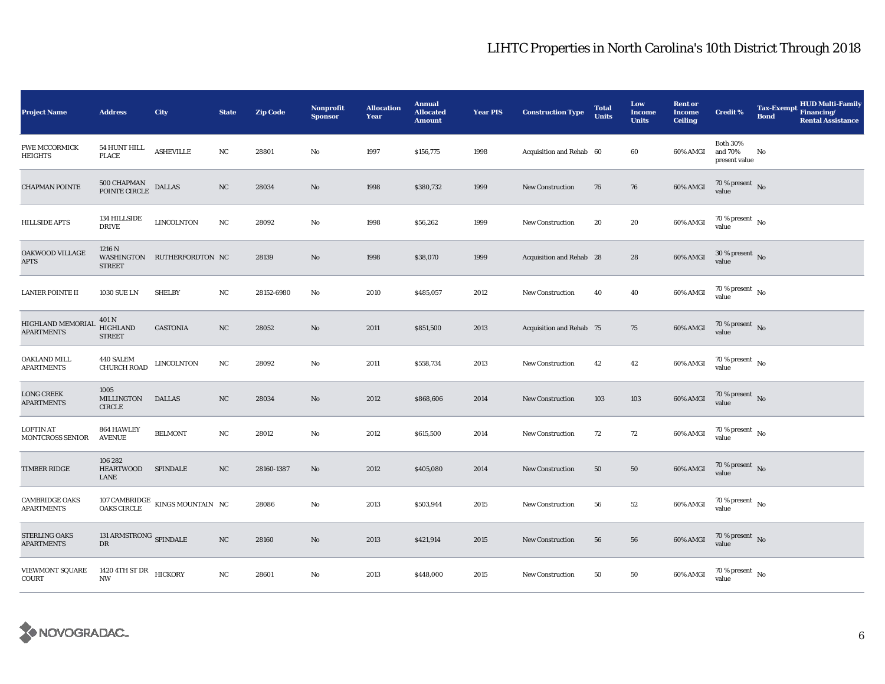# LIHTC Properties in North Carolina's 10th District Through 2018

| Project Name | Address | City | State | Zip Code | Nonprofit Sponsor | Allocation Year | Annual Allocated Amount | Year PIS | Construction Type | Total Units | Low Income Units | Rent or Income Ceiling | Credit % | Tax-Exempt Bond | HUD Multi-Family Financing/ Rental Assistance |
|---|---|---|---|---|---|---|---|---|---|---|---|---|---|---|---|
| PWE MCCORMICK HEIGHTS | 54 HUNT HILL PLACE | ASHEVILLE | NC | 28801 | No | 1997 | $156,775 | 1998 | Acquisition and Rehab | 60 | 60 | 60% AMGI | Both 30% and 70% present value | No | |
| CHAPMAN POINTE | 500 CHAPMAN POINTE CIRCLE | DALLAS | NC | 28034 | No | 1998 | $380,732 | 1999 | New Construction | 76 | 76 | 60% AMGI | 70 % present value | No | |
| HILLSIDE APTS | 134 HILLSIDE DRIVE | LINCOLNTON | NC | 28092 | No | 1998 | $56,262 | 1999 | New Construction | 20 | 20 | 60% AMGI | 70 % present value | No | |
| OAKWOOD VILLAGE APTS | 1216 N WASHINGTON STREET | RUTHERFORDTON | NC | 28139 | No | 1998 | $38,070 | 1999 | Acquisition and Rehab | 28 | 28 | 60% AMGI | 30 % present value | No | |
| LANIER POINTE II | 1030 SUE LN | SHELBY | NC | 28152-6980 | No | 2010 | $485,057 | 2012 | New Construction | 40 | 40 | 60% AMGI | 70 % present value | No | |
| HIGHLAND MEMORIAL APARTMENTS | 401 N HIGHLAND STREET | GASTONIA | NC | 28052 | No | 2011 | $851,500 | 2013 | Acquisition and Rehab | 75 | 75 | 60% AMGI | 70 % present value | No | |
| OAKLAND MILL APARTMENTS | 440 SALEM CHURCH ROAD | LINCOLNTON | NC | 28092 | No | 2011 | $558,734 | 2013 | New Construction | 42 | 42 | 60% AMGI | 70 % present value | No | |
| LONG CREEK APARTMENTS | 1005 MILLINGTON CIRCLE | DALLAS | NC | 28034 | No | 2012 | $868,606 | 2014 | New Construction | 103 | 103 | 60% AMGI | 70 % present value | No | |
| LOFTIN AT MONTCROSS SENIOR | 864 HAWLEY AVENUE | BELMONT | NC | 28012 | No | 2012 | $615,500 | 2014 | New Construction | 72 | 72 | 60% AMGI | 70 % present value | No | |
| TIMBER RIDGE | 106 282 HEARTWOOD LANE | SPINDALE | NC | 28160-1387 | No | 2012 | $405,080 | 2014 | New Construction | 50 | 50 | 60% AMGI | 70 % present value | No | |
| CAMBRIDGE OAKS APARTMENTS | 107 CAMBRIDGE OAKS CIRCLE | KINGS MOUNTAIN | NC | 28086 | No | 2013 | $503,944 | 2015 | New Construction | 56 | 52 | 60% AMGI | 70 % present value | No | |
| STERLING OAKS APARTMENTS | 131 ARMSTRONG DR | SPINDALE | NC | 28160 | No | 2013 | $421,914 | 2015 | New Construction | 56 | 56 | 60% AMGI | 70 % present value | No | |
| VIEWMONT SQUARE COURT | 1420 4TH ST DR NW | HICKORY | NC | 28601 | No | 2013 | $448,000 | 2015 | New Construction | 50 | 50 | 60% AMGI | 70 % present value | No | |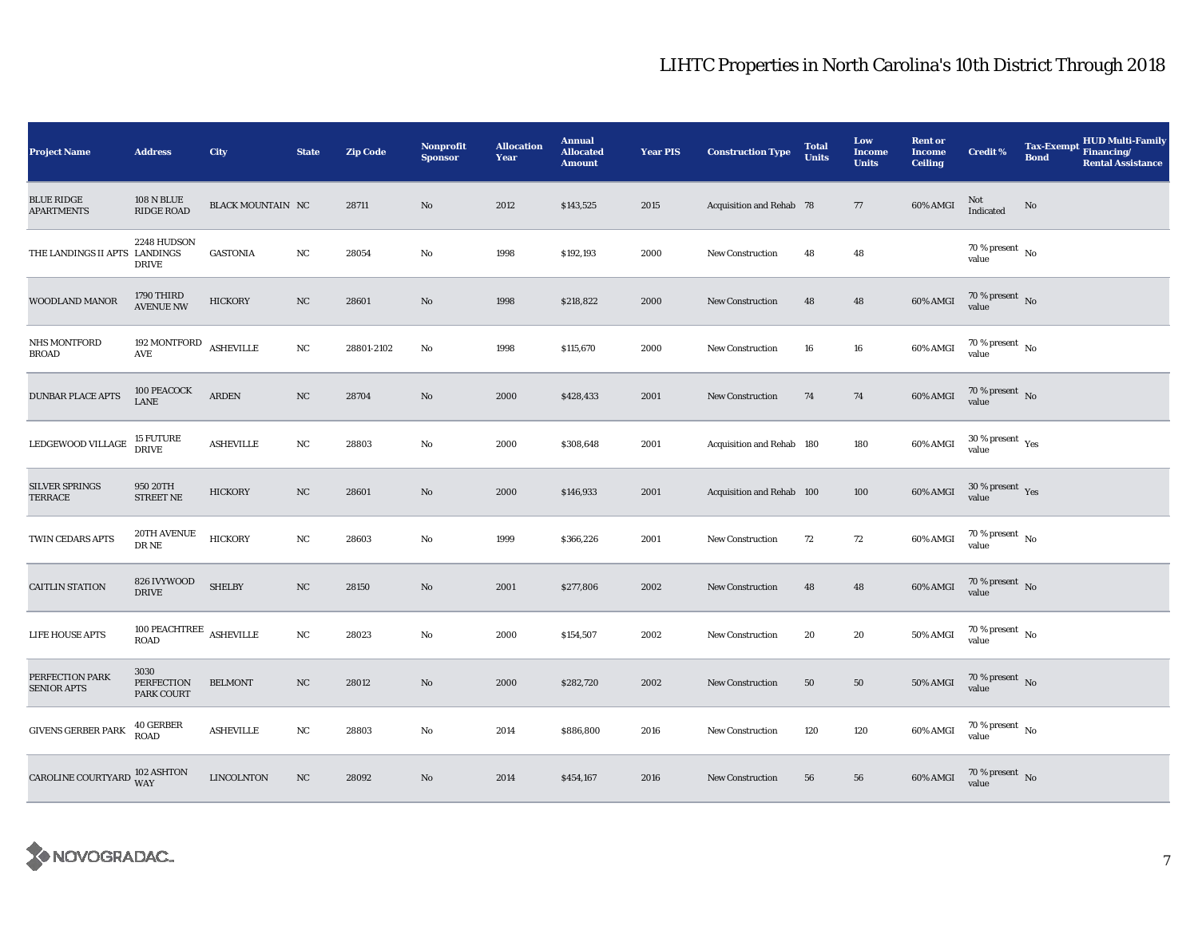## LIHTC Properties in North Carolina's 10th District Through 2018

| Project Name | Address | City | State | Zip Code | Nonprofit Sponsor | Allocation Year | Annual Allocated Amount | Year PIS | Construction Type | Total Units | Low Income Units | Rent or Income Ceiling | Credit % | Tax-Exempt Bond | HUD Multi-Family Financing/ Rental Assistance |
|---|---|---|---|---|---|---|---|---|---|---|---|---|---|---|---|
| BLUE RIDGE APARTMENTS | 108 N BLUE RIDGE ROAD | BLACK MOUNTAIN | NC | 28711 | No | 2012 | $143,525 | 2015 | Acquisition and Rehab | 78 | 77 | 60% AMGI | Not Indicated | No | |
| THE LANDINGS II APTS | 2248 HUDSON LANDINGS DRIVE | GASTONIA | NC | 28054 | No | 1998 | $192,193 | 2000 | New Construction | 48 | 48 | | 70 % present value | No | |
| WOODLAND MANOR | 1790 THIRD AVENUE NW | HICKORY | NC | 28601 | No | 1998 | $218,822 | 2000 | New Construction | 48 | 48 | 60% AMGI | 70 % present value | No | |
| NHS MONTFORD BROAD | 192 MONTFORD AVE | ASHEVILLE | NC | 28801-2102 | No | 1998 | $115,670 | 2000 | New Construction | 16 | 16 | 60% AMGI | 70 % present value | No | |
| DUNBAR PLACE APTS | 100 PEACOCK LANE | ARDEN | NC | 28704 | No | 2000 | $428,433 | 2001 | New Construction | 74 | 74 | 60% AMGI | 70 % present value | No | |
| LEDGEWOOD VILLAGE | 15 FUTURE DRIVE | ASHEVILLE | NC | 28803 | No | 2000 | $308,648 | 2001 | Acquisition and Rehab | 180 | 180 | 60% AMGI | 30 % present value | Yes | |
| SILVER SPRINGS TERRACE | 950 20TH STREET NE | HICKORY | NC | 28601 | No | 2000 | $146,933 | 2001 | Acquisition and Rehab | 100 | 100 | 60% AMGI | 30 % present value | Yes | |
| TWIN CEDARS APTS | 20TH AVENUE DR NE | HICKORY | NC | 28603 | No | 1999 | $366,226 | 2001 | New Construction | 72 | 72 | 60% AMGI | 70 % present value | No | |
| CAITLIN STATION | 826 IVYWOOD DRIVE | SHELBY | NC | 28150 | No | 2001 | $277,806 | 2002 | New Construction | 48 | 48 | 60% AMGI | 70 % present value | No | |
| LIFE HOUSE APTS | 100 PEACHTREE ROAD | ASHEVILLE | NC | 28023 | No | 2000 | $154,507 | 2002 | New Construction | 20 | 20 | 50% AMGI | 70 % present value | No | |
| PERFECTION PARK SENIOR APTS | 3030 PERFECTION PARK COURT | BELMONT | NC | 28012 | No | 2000 | $282,720 | 2002 | New Construction | 50 | 50 | 50% AMGI | 70 % present value | No | |
| GIVENS GERBER PARK | 40 GERBER ROAD | ASHEVILLE | NC | 28803 | No | 2014 | $886,800 | 2016 | New Construction | 120 | 120 | 60% AMGI | 70 % present value | No | |
| CAROLINE COURTYARD | 102 ASHTON WAY | LINCOLNTON | NC | 28092 | No | 2014 | $454,167 | 2016 | New Construction | 56 | 56 | 60% AMGI | 70 % present value | No | |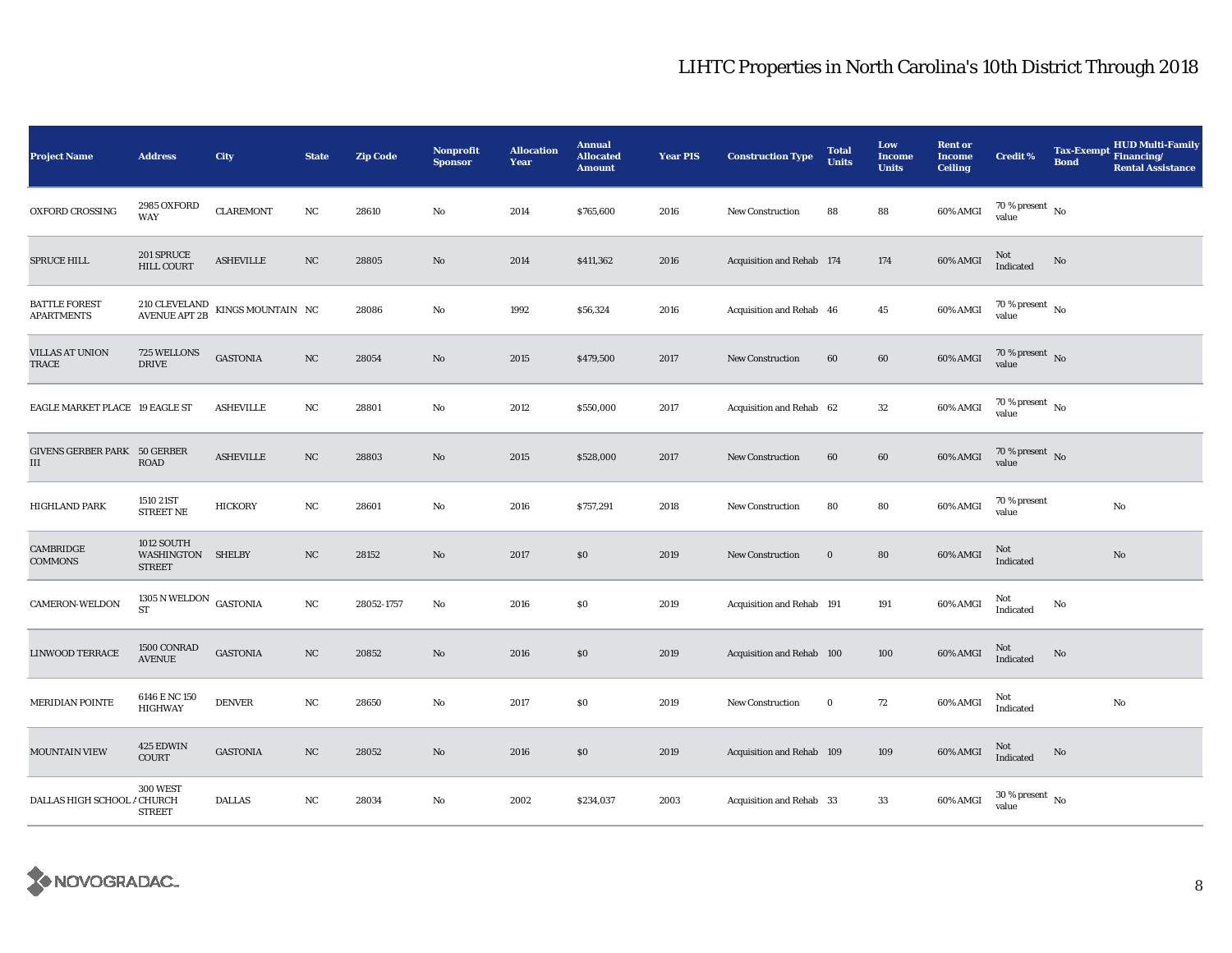# LIHTC Properties in North Carolina's 10th District Through 2018

| Project Name | Address | City | State | Zip Code | Nonprofit Sponsor | Allocation Year | Annual Allocated Amount | Year PIS | Construction Type | Total Units | Low Income Units | Rent or Income Ceiling | Credit % | Tax-Exempt Bond | HUD Multi-Family Financing/ Rental Assistance |
|---|---|---|---|---|---|---|---|---|---|---|---|---|---|---|---|
| OXFORD CROSSING | 2985 OXFORD WAY | CLAREMONT | NC | 28610 | No | 2014 | $765,600 | 2016 | New Construction | 88 | 88 | 60% AMGI | 70 % present value | No | |
| SPRUCE HILL | 201 SPRUCE HILL COURT | ASHEVILLE | NC | 28805 | No | 2014 | $411,362 | 2016 | Acquisition and Rehab | 174 | 174 | 60% AMGI | Not Indicated | No | |
| BATTLE FOREST APARTMENTS | 210 CLEVELAND AVENUE APT 2B | KINGS MOUNTAIN | NC | 28086 | No | 1992 | $56,324 | 2016 | Acquisition and Rehab | 46 | 45 | 60% AMGI | 70 % present value | No | |
| VILLAS AT UNION TRACE | 725 WELLONS DRIVE | GASTONIA | NC | 28054 | No | 2015 | $479,500 | 2017 | New Construction | 60 | 60 | 60% AMGI | 70 % present value | No | |
| EAGLE MARKET PLACE | 19 EAGLE ST | ASHEVILLE | NC | 28801 | No | 2012 | $550,000 | 2017 | Acquisition and Rehab | 62 | 32 | 60% AMGI | 70 % present value | No | |
| GIVENS GERBER PARK III | 50 GERBER ROAD | ASHEVILLE | NC | 28803 | No | 2015 | $528,000 | 2017 | New Construction | 60 | 60 | 60% AMGI | 70 % present value | No | |
| HIGHLAND PARK | 1510 21ST STREET NE | HICKORY | NC | 28601 | No | 2016 | $757,291 | 2018 | New Construction | 80 | 80 | 60% AMGI | 70 % present value | | No |
| CAMBRIDGE COMMONS | 1012 SOUTH WASHINGTON STREET | SHELBY | NC | 28152 | No | 2017 | $0 | 2019 | New Construction | 0 | 80 | 60% AMGI | Not Indicated | | No |
| CAMERON-WELDON | 1305 N WELDON ST | GASTONIA | NC | 28052-1757 | No | 2016 | $0 | 2019 | Acquisition and Rehab | 191 | 191 | 60% AMGI | Not Indicated | No | |
| LINWOOD TERRACE | 1500 CONRAD AVENUE | GASTONIA | NC | 20852 | No | 2016 | $0 | 2019 | Acquisition and Rehab | 100 | 100 | 60% AMGI | Not Indicated | No | |
| MERIDIAN POINTE | 6146 E NC 150 HIGHWAY | DENVER | NC | 28650 | No | 2017 | $0 | 2019 | New Construction | 0 | 72 | 60% AMGI | Not Indicated | | No |
| MOUNTAIN VIEW | 425 EDWIN COURT | GASTONIA | NC | 28052 | No | 2016 | $0 | 2019 | Acquisition and Rehab | 109 | 109 | 60% AMGI | Not Indicated | No | |
| DALLAS HIGH SCHOOL A | 300 WEST CHURCH STREET | DALLAS | NC | 28034 | No | 2002 | $234,037 | 2003 | Acquisition and Rehab | 33 | 33 | 60% AMGI | 30 % present value | No | |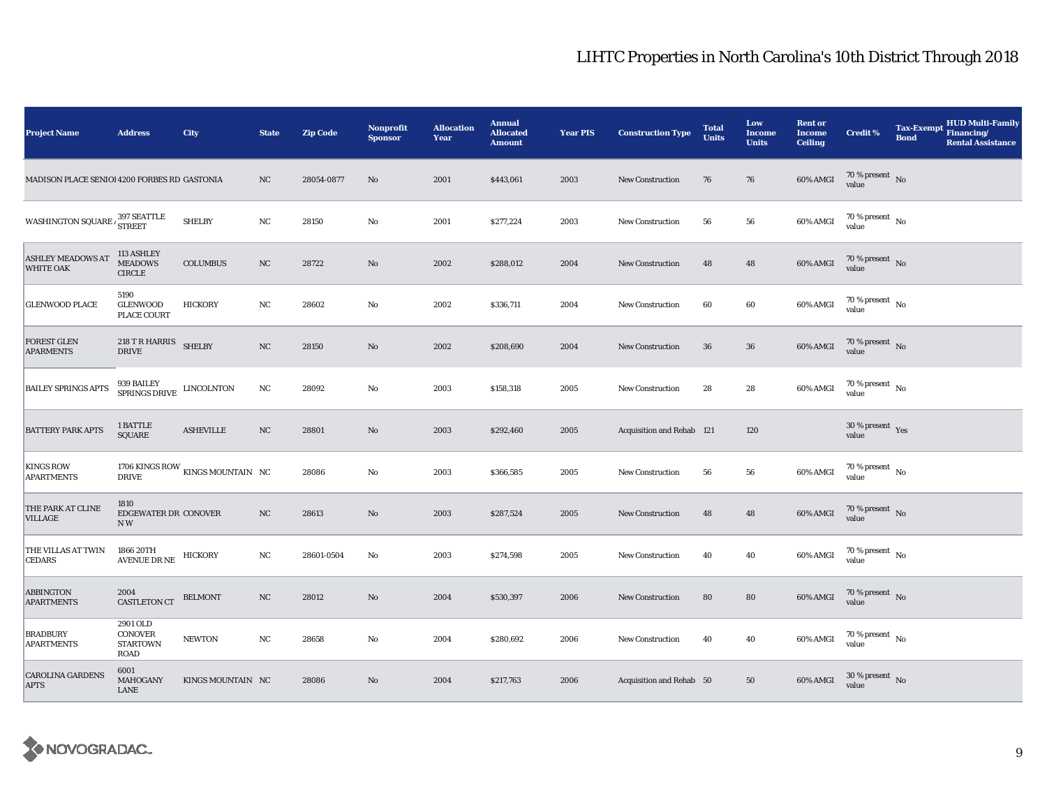# LIHTC Properties in North Carolina's 10th District Through 2018

| Project Name | Address | City | State | Zip Code | Nonprofit Sponsor | Allocation Year | Annual Allocated Amount | Year PIS | Construction Type | Total Units | Low Income Units | Rent or Income Ceiling | Credit % | Tax-Exempt Bond | HUD Multi-Family Financing/ Rental Assistance |
|---|---|---|---|---|---|---|---|---|---|---|---|---|---|---|---|
| MADISON PLACE SENIOI | 4200 FORBES RD | GASTONIA | NC | 28054-0877 | No | 2001 | $443,061 | 2003 | New Construction | 76 | 76 | 60% AMGI | 70 % present value | No | |
| WASHINGTON SQUARE / | 397 SEATTLE STREET | SHELBY | NC | 28150 | No | 2001 | $277,224 | 2003 | New Construction | 56 | 56 | 60% AMGI | 70 % present value | No | |
| ASHLEY MEADOWS AT WHITE OAK | 113 ASHLEY MEADOWS CIRCLE | COLUMBUS | NC | 28722 | No | 2002 | $288,012 | 2004 | New Construction | 48 | 48 | 60% AMGI | 70 % present value | No | |
| GLENWOOD PLACE | 5190 GLENWOOD PLACE COURT | HICKORY | NC | 28602 | No | 2002 | $336,711 | 2004 | New Construction | 60 | 60 | 60% AMGI | 70 % present value | No | |
| FOREST GLEN APARMENTS | 218 T R HARRIS DRIVE | SHELBY | NC | 28150 | No | 2002 | $208,690 | 2004 | New Construction | 36 | 36 | 60% AMGI | 70 % present value | No | |
| BAILEY SPRINGS APTS | 939 BAILEY SPRINGS DRIVE | LINCOLNTON | NC | 28092 | No | 2003 | $158,318 | 2005 | New Construction | 28 | 28 | 60% AMGI | 70 % present value | No | |
| BATTERY PARK APTS | 1 BATTLE SQUARE | ASHEVILLE | NC | 28801 | No | 2003 | $292,460 | 2005 | Acquisition and Rehab | 121 | 120 | | 30 % present value | Yes | |
| KINGS ROW APARTMENTS | 1706 KINGS ROW DRIVE | KINGS MOUNTAIN | NC | 28086 | No | 2003 | $366,585 | 2005 | New Construction | 56 | 56 | 60% AMGI | 70 % present value | No | |
| THE PARK AT CLINE VILLAGE | 1810 EDGEWATER DR N W | CONOVER | NC | 28613 | No | 2003 | $287,524 | 2005 | New Construction | 48 | 48 | 60% AMGI | 70 % present value | No | |
| THE VILLAS AT TWIN CEDARS | 1866 20TH AVENUE DR NE | HICKORY | NC | 28601-0504 | No | 2003 | $274,598 | 2005 | New Construction | 40 | 40 | 60% AMGI | 70 % present value | No | |
| ABBINGTON APARTMENTS | 2004 CASTLETON CT | BELMONT | NC | 28012 | No | 2004 | $530,397 | 2006 | New Construction | 80 | 80 | 60% AMGI | 70 % present value | No | |
| BRADBURY APARTMENTS | 2901 OLD CONOVER STARTOWN ROAD | NEWTON | NC | 28658 | No | 2004 | $280,692 | 2006 | New Construction | 40 | 40 | 60% AMGI | 70 % present value | No | |
| CAROLINA GARDENS APTS | 6001 MAHOGANY LANE | KINGS MOUNTAIN | NC | 28086 | No | 2004 | $217,763 | 2006 | Acquisition and Rehab | 50 | 50 | 60% AMGI | 30 % present value | No | |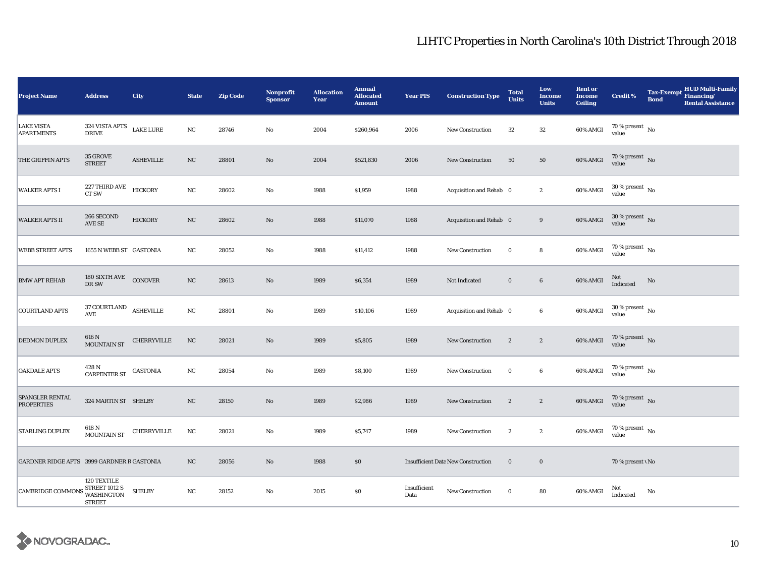# LIHTC Properties in North Carolina's 10th District Through 2018

| Project Name | Address | City | State | Zip Code | Nonprofit Sponsor | Allocation Year | Annual Allocated Amount | Year PIS | Construction Type | Total Units | Low Income Units | Rent or Income Ceiling | Credit % | Tax-Exempt Bond | HUD Multi-Family Financing/ Rental Assistance |
|---|---|---|---|---|---|---|---|---|---|---|---|---|---|---|---|
| LAKE VISTA APARTMENTS | 324 VISTA APTS DRIVE | LAKE LURE | NC | 28746 | No | 2004 | $260,964 | 2006 | New Construction | 32 | 32 | 60% AMGI | 70 % present value | No | |
| THE GRIFFIN APTS | 35 GROVE STREET | ASHEVILLE | NC | 28801 | No | 2004 | $521,830 | 2006 | New Construction | 50 | 50 | 60% AMGI | 70 % present value | No | |
| WALKER APTS I | 227 THIRD AVE CT SW | HICKORY | NC | 28602 | No | 1988 | $1,959 | 1988 | Acquisition and Rehab | 0 | 2 | 60% AMGI | 30 % present value | No | |
| WALKER APTS II | 266 SECOND AVE SE | HICKORY | NC | 28602 | No | 1988 | $11,070 | 1988 | Acquisition and Rehab | 0 | 9 | 60% AMGI | 30 % present value | No | |
| WEBB STREET APTS | 1655 N WEBB ST | GASTONIA | NC | 28052 | No | 1988 | $11,412 | 1988 | New Construction | 0 | 8 | 60% AMGI | 70 % present value | No | |
| BMW APT REHAB | 180 SIXTH AVE DR SW | CONOVER | NC | 28613 | No | 1989 | $6,354 | 1989 | Not Indicated | 0 | 6 | 60% AMGI | Not Indicated | No | |
| COURTLAND APTS | 37 COURTLAND AVE | ASHEVILLE | NC | 28801 | No | 1989 | $10,106 | 1989 | Acquisition and Rehab | 0 | 6 | 60% AMGI | 30 % present value | No | |
| DEDMON DUPLEX | 616 N MOUNTAIN ST | CHERRYVILLE | NC | 28021 | No | 1989 | $5,805 | 1989 | New Construction | 2 | 2 | 60% AMGI | 70 % present value | No | |
| OAKDALE APTS | 428 N CARPENTER ST | GASTONIA | NC | 28054 | No | 1989 | $8,100 | 1989 | New Construction | 0 | 6 | 60% AMGI | 70 % present value | No | |
| SPANGLER RENTAL PROPERTIES | 324 MARTIN ST | SHELBY | NC | 28150 | No | 1989 | $2,986 | 1989 | New Construction | 2 | 2 | 60% AMGI | 70 % present value | No | |
| STARLING DUPLEX | 618 N MOUNTAIN ST | CHERRYVILLE | NC | 28021 | No | 1989 | $5,747 | 1989 | New Construction | 2 | 2 | 60% AMGI | 70 % present value | No | |
| GARDNER RIDGE APTS | 3999 GARDNER R | GASTONIA | NC | 28056 | No | 1988 | $0 | Insufficient Data | New Construction | 0 | 0 | | 70 % present v | No | |
| CAMBRIDGE COMMONS | 120 TEXTILE STREET 1012 S WASHINGTON STREET | SHELBY | NC | 28152 | No | 2015 | $0 | Insufficient Data | New Construction | 0 | 80 | 60% AMGI | Not Indicated | No | |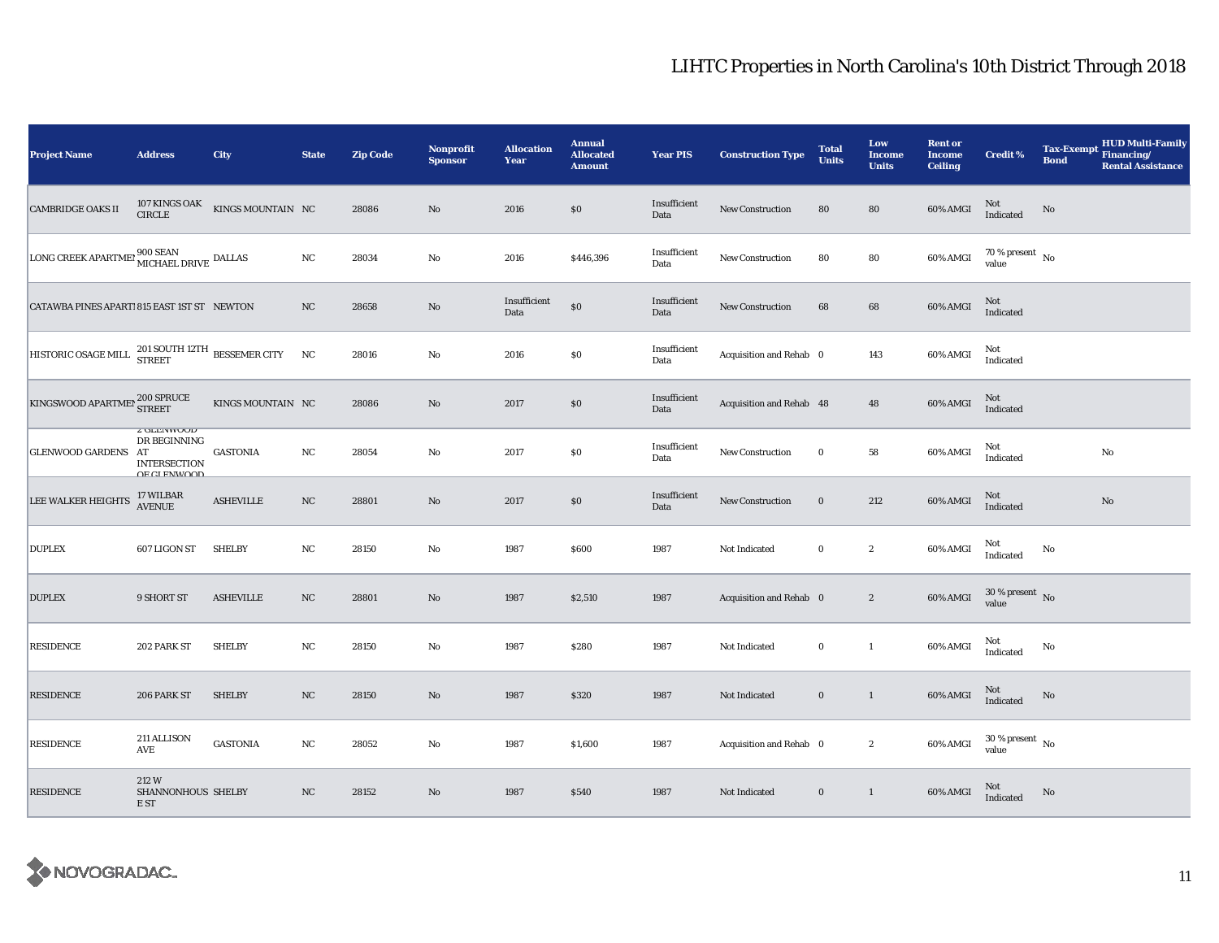# LIHTC Properties in North Carolina's 10th District Through 2018

| Project Name | Address | City | State | Zip Code | Nonprofit Sponsor | Allocation Year | Annual Allocated Amount | Year PIS | Construction Type | Total Units | Low Income Units | Rent or Income Ceiling | Credit % | Tax-Exempt Bond | HUD Multi-Family Financing/ Rental Assistance |
|---|---|---|---|---|---|---|---|---|---|---|---|---|---|---|---|
| CAMBRIDGE OAKS II | 107 KINGS OAK CIRCLE | KINGS MOUNTAIN | NC | 28086 | No | 2016 | $0 | Insufficient Data | New Construction | 80 | 80 | 60% AMGI | Not Indicated | No | |
| LONG CREEK APARTMEN | 900 SEAN MICHAEL DRIVE | DALLAS | NC | 28034 | No | 2016 | $446,396 | Insufficient Data | New Construction | 80 | 80 | 60% AMGI | 70 % present value | No | |
| CATAWBA PINES APARTI | 815 EAST 1ST ST | NEWTON | NC | 28658 | No | Insufficient Data | $0 | Insufficient Data | New Construction | 68 | 68 | 60% AMGI | Not Indicated | | |
| HISTORIC OSAGE MILL | 201 SOUTH 12TH STREET | BESSEMER CITY | NC | 28016 | No | 2016 | $0 | Insufficient Data | Acquisition and Rehab | 0 | 143 | 60% AMGI | Not Indicated | | |
| KINGSWOOD APARTMEN | 200 SPRUCE STREET | KINGS MOUNTAIN | NC | 28086 | No | 2017 | $0 | Insufficient Data | Acquisition and Rehab | 48 | 48 | 60% AMGI | Not Indicated | | |
| GLENWOOD GARDENS | 2 GLENWOOD DR BEGINNING AT INTERSECTION OF GLENWOOD | GASTONIA | NC | 28054 | No | 2017 | $0 | Insufficient Data | New Construction | 0 | 58 | 60% AMGI | Not Indicated | | No |
| LEE WALKER HEIGHTS | 17 WILBAR AVENUE | ASHEVILLE | NC | 28801 | No | 2017 | $0 | Insufficient Data | New Construction | 0 | 212 | 60% AMGI | Not Indicated | | No |
| DUPLEX | 607 LIGON ST | SHELBY | NC | 28150 | No | 1987 | $600 | 1987 | Not Indicated | 0 | 2 | 60% AMGI | Not Indicated | No | |
| DUPLEX | 9 SHORT ST | ASHEVILLE | NC | 28801 | No | 1987 | $2,510 | 1987 | Acquisition and Rehab | 0 | 2 | 60% AMGI | 30 % present value | No | |
| RESIDENCE | 202 PARK ST | SHELBY | NC | 28150 | No | 1987 | $280 | 1987 | Not Indicated | 0 | 1 | 60% AMGI | Not Indicated | No | |
| RESIDENCE | 206 PARK ST | SHELBY | NC | 28150 | No | 1987 | $320 | 1987 | Not Indicated | 0 | 1 | 60% AMGI | Not Indicated | No | |
| RESIDENCE | 211 ALLISON AVE | GASTONIA | NC | 28052 | No | 1987 | $1,600 | 1987 | Acquisition and Rehab | 0 | 2 | 60% AMGI | 30 % present value | No | |
| RESIDENCE | 212 W SHANNONHOUSE ST | SHELBY | NC | 28152 | No | 1987 | $540 | 1987 | Not Indicated | 0 | 1 | 60% AMGI | Not Indicated | No | |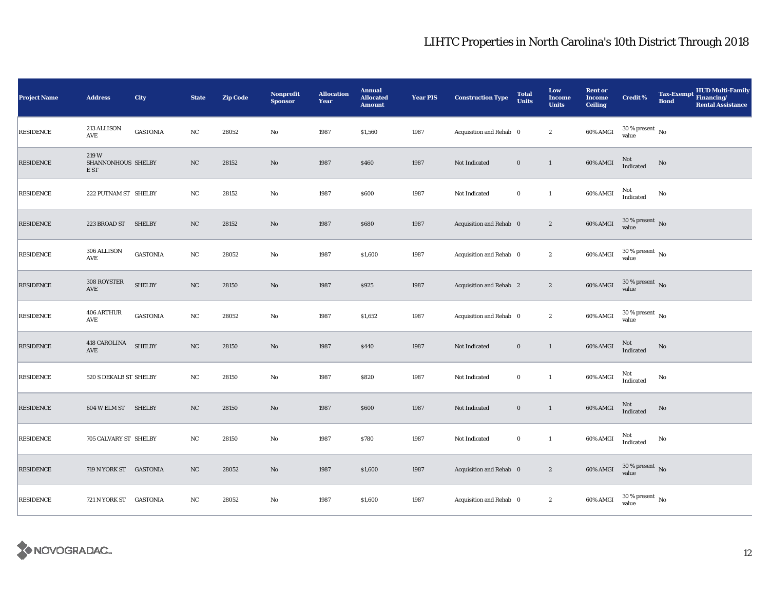# LIHTC Properties in North Carolina's 10th District Through 2018

| Project Name | Address | City | State | Zip Code | Nonprofit Sponsor | Allocation Year | Annual Allocated Amount | Year PIS | Construction Type | Total Units | Low Income Units | Rent or Income Ceiling | Credit % | Tax-Exempt Bond | HUD Multi-Family Financing/ Rental Assistance |
|---|---|---|---|---|---|---|---|---|---|---|---|---|---|---|---|
| RESIDENCE | 213 ALLISON AVE | GASTONIA | NC | 28052 | No | 1987 | $1,560 | 1987 | Acquisition and Rehab | 0 | 2 | 60% AMGI | 30 % present value | No | |
| RESIDENCE | 219 W SHANNONHOUSE ST | SHELBY | NC | 28152 | No | 1987 | $460 | 1987 | Not Indicated | 0 | 1 | 60% AMGI | Not Indicated | No | |
| RESIDENCE | 222 PUTNAM ST | SHELBY | NC | 28152 | No | 1987 | $600 | 1987 | Not Indicated | 0 | 1 | 60% AMGI | Not Indicated | No | |
| RESIDENCE | 223 BROAD ST | SHELBY | NC | 28152 | No | 1987 | $680 | 1987 | Acquisition and Rehab | 0 | 2 | 60% AMGI | 30 % present value | No | |
| RESIDENCE | 306 ALLISON AVE | GASTONIA | NC | 28052 | No | 1987 | $1,600 | 1987 | Acquisition and Rehab | 0 | 2 | 60% AMGI | 30 % present value | No | |
| RESIDENCE | 308 ROYSTER AVE | SHELBY | NC | 28150 | No | 1987 | $925 | 1987 | Acquisition and Rehab | 2 | 2 | 60% AMGI | 30 % present value | No | |
| RESIDENCE | 406 ARTHUR AVE | GASTONIA | NC | 28052 | No | 1987 | $1,652 | 1987 | Acquisition and Rehab | 0 | 2 | 60% AMGI | 30 % present value | No | |
| RESIDENCE | 418 CAROLINA AVE | SHELBY | NC | 28150 | No | 1987 | $440 | 1987 | Not Indicated | 0 | 1 | 60% AMGI | Not Indicated | No | |
| RESIDENCE | 520 S DEKALB ST | SHELBY | NC | 28150 | No | 1987 | $820 | 1987 | Not Indicated | 0 | 1 | 60% AMGI | Not Indicated | No | |
| RESIDENCE | 604 W ELM ST | SHELBY | NC | 28150 | No | 1987 | $600 | 1987 | Not Indicated | 0 | 1 | 60% AMGI | Not Indicated | No | |
| RESIDENCE | 705 CALVARY ST | SHELBY | NC | 28150 | No | 1987 | $780 | 1987 | Not Indicated | 0 | 1 | 60% AMGI | Not Indicated | No | |
| RESIDENCE | 719 N YORK ST | GASTONIA | NC | 28052 | No | 1987 | $1,600 | 1987 | Acquisition and Rehab | 0 | 2 | 60% AMGI | 30 % present value | No | |
| RESIDENCE | 721 N YORK ST | GASTONIA | NC | 28052 | No | 1987 | $1,600 | 1987 | Acquisition and Rehab | 0 | 2 | 60% AMGI | 30 % present value | No | |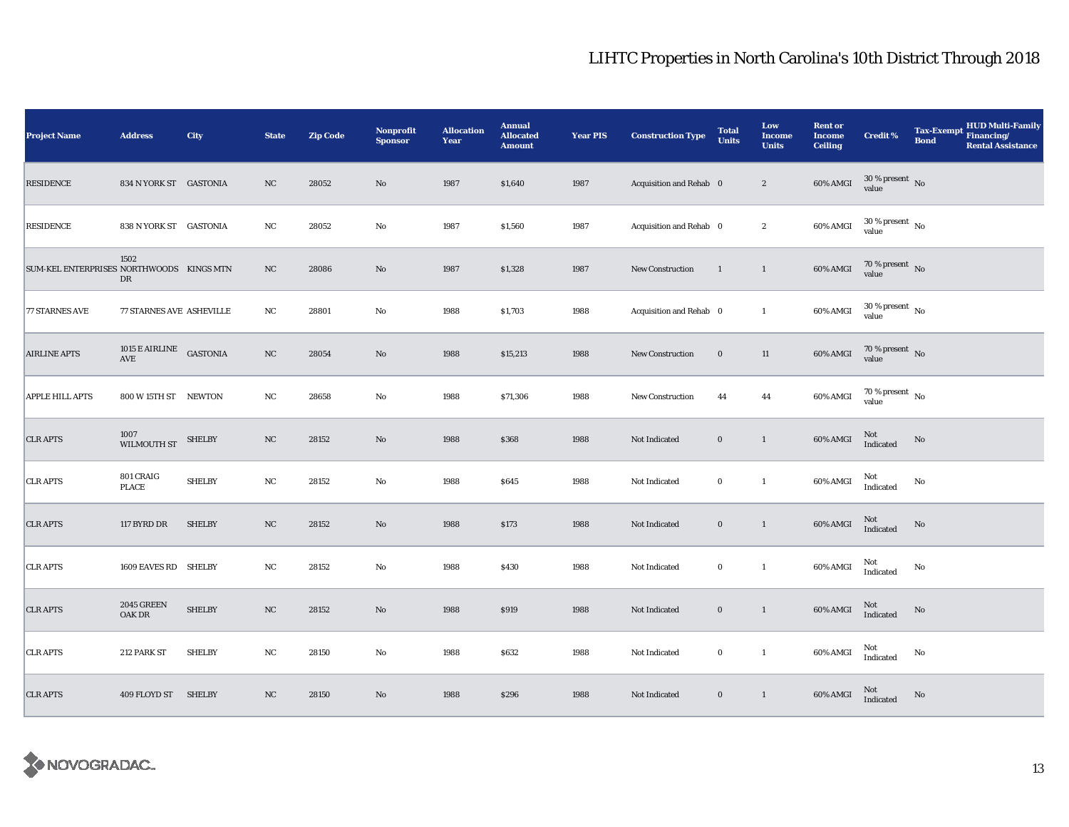# LIHTC Properties in North Carolina's 10th District Through 2018

| Project Name | Address | City | State | Zip Code | Nonprofit Sponsor | Allocation Year | Annual Allocated Amount | Year PIS | Construction Type | Total Units | Low Income Units | Rent or Income Ceiling | Credit % | Tax-Exempt Bond | HUD Multi-Family Financing/ Rental Assistance |
|---|---|---|---|---|---|---|---|---|---|---|---|---|---|---|---|
| RESIDENCE | 834 N YORK ST | GASTONIA | NC | 28052 | No | 1987 | $1,640 | 1987 | Acquisition and Rehab | 0 | 2 | 60% AMGI | 30 % present value | No | |
| RESIDENCE | 838 N YORK ST | GASTONIA | NC | 28052 | No | 1987 | $1,560 | 1987 | Acquisition and Rehab | 0 | 2 | 60% AMGI | 30 % present value | No | |
| SUM-KEL ENTERPRISES | 1502 NORTHWOODS DR | KINGS MTN | NC | 28086 | No | 1987 | $1,328 | 1987 | New Construction | 1 | 1 | 60% AMGI | 70 % present value | No | |
| 77 STARNES AVE | 77 STARNES AVE | ASHEVILLE | NC | 28801 | No | 1988 | $1,703 | 1988 | Acquisition and Rehab | 0 | 1 | 60% AMGI | 30 % present value | No | |
| AIRLINE APTS | 1015 E AIRLINE AVE | GASTONIA | NC | 28054 | No | 1988 | $15,213 | 1988 | New Construction | 0 | 11 | 60% AMGI | 70 % present value | No | |
| APPLE HILL APTS | 800 W 15TH ST | NEWTON | NC | 28658 | No | 1988 | $71,306 | 1988 | New Construction | 44 | 44 | 60% AMGI | 70 % present value | No | |
| CLR APTS | 1007 WILMOUTH ST | SHELBY | NC | 28152 | No | 1988 | $368 | 1988 | Not Indicated | 0 | 1 | 60% AMGI | Not Indicated | No | |
| CLR APTS | 801 CRAIG PLACE | SHELBY | NC | 28152 | No | 1988 | $645 | 1988 | Not Indicated | 0 | 1 | 60% AMGI | Not Indicated | No | |
| CLR APTS | 117 BYRD DR | SHELBY | NC | 28152 | No | 1988 | $173 | 1988 | Not Indicated | 0 | 1 | 60% AMGI | Not Indicated | No | |
| CLR APTS | 1609 EAVES RD | SHELBY | NC | 28152 | No | 1988 | $430 | 1988 | Not Indicated | 0 | 1 | 60% AMGI | Not Indicated | No | |
| CLR APTS | 2045 GREEN OAK DR | SHELBY | NC | 28152 | No | 1988 | $919 | 1988 | Not Indicated | 0 | 1 | 60% AMGI | Not Indicated | No | |
| CLR APTS | 212 PARK ST | SHELBY | NC | 28150 | No | 1988 | $632 | 1988 | Not Indicated | 0 | 1 | 60% AMGI | Not Indicated | No | |
| CLR APTS | 409 FLOYD ST | SHELBY | NC | 28150 | No | 1988 | $296 | 1988 | Not Indicated | 0 | 1 | 60% AMGI | Not Indicated | No | |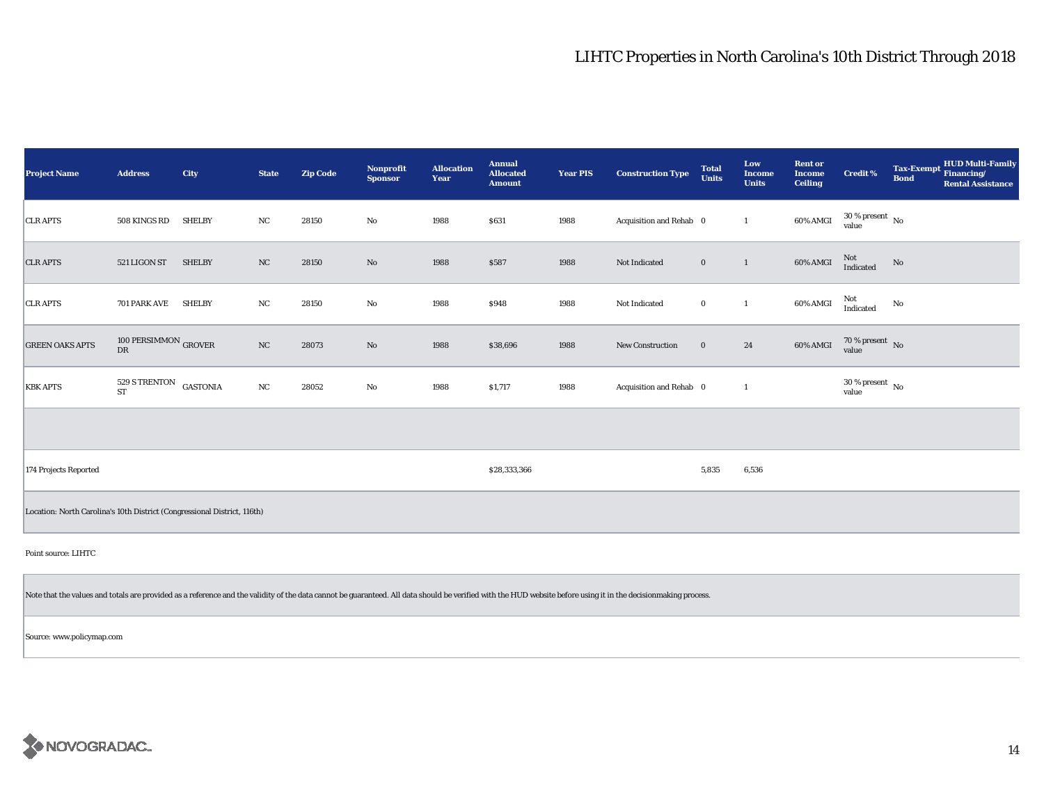# LIHTC Properties in North Carolina's 10th District Through 2018

| Project Name | Address | City | State | Zip Code | Nonprofit Sponsor | Allocation Year | Annual Allocated Amount | Year PIS | Construction Type | Total Units | Low Income Units | Rent or Income Ceiling | Credit % | Tax-Exempt Bond | HUD Multi-Family Financing/ Rental Assistance |
|---|---|---|---|---|---|---|---|---|---|---|---|---|---|---|---|
| CLR APTS | 508 KINGS RD | SHELBY | NC | 28150 | No | 1988 | $631 | 1988 | Acquisition and Rehab | 0 | 1 | 60% AMGI | 30 % present value | No | |
| CLR APTS | 521 LIGON ST | SHELBY | NC | 28150 | No | 1988 | $587 | 1988 | Not Indicated | 0 | 1 | 60% AMGI | Not Indicated | No | |
| CLR APTS | 701 PARK AVE | SHELBY | NC | 28150 | No | 1988 | $948 | 1988 | Not Indicated | 0 | 1 | 60% AMGI | Not Indicated | No | |
| GREEN OAKS APTS | 100 PERSIMMON DR | GROVER | NC | 28073 | No | 1988 | $38,696 | 1988 | New Construction | 0 | 24 | 60% AMGI | 70 % present value | No | |
| KBK APTS | 529 S TRENTON ST | GASTONIA | NC | 28052 | No | 1988 | $1,717 | 1988 | Acquisition and Rehab | 0 | 1 | | 30 % present value | No | |
| | | | | | | | | | | | | | | | |
| 174 Projects Reported | | | | | | | $28,333,366 | | | 5,835 | 6,536 | | | | |
| Location: North Carolina's 10th District (Congressional District, 116th) | | | | | | | | | | | | | | | |

Point source: LIHTC

Note that the values and totals are provided as a reference and the validity of the data cannot be guaranteed. All data should be verified with the HUD website before using it in the decisionmaking process.

Source: www.policymap.com